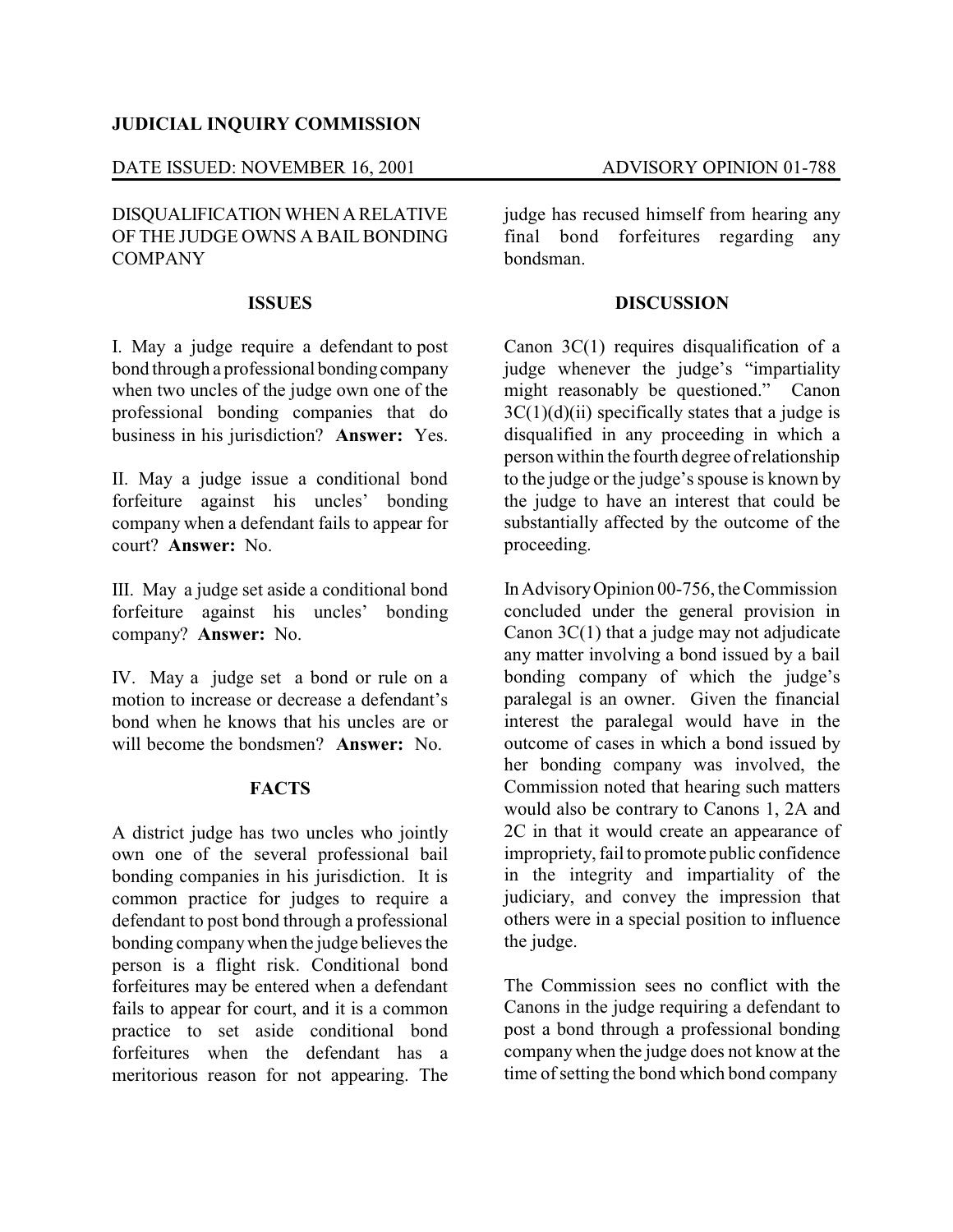**JUDICIAL INQUIRY COMMISSION**

DATE ISSUED: NOVEMBER 16, 2001 ADVISORY OPINION 01-788

DISQUALIFICATION WHEN A RELATIVE OF THE JUDGE OWNS A BAIL BONDING COMPANY

## ISSUES

I. May a judge require a defendant to post bond through a professional bonding company when two uncles of the judge own one of the professional bonding companies that do business in his jurisdiction? **Answer:** Yes.

II. May a judge issue a conditional bond forfeiture against his uncles' bonding company when a defendant fails to appear for court? **Answer:** No.

III. May a judge set aside a conditional bond forfeiture against his uncles' bonding company? **Answer:** No.

IV. May a judge set a bond or rule on a motion to increase or decrease a defendant's bond when he knows that his uncles are or will become the bondsmen? **Answer:** No.

## FACTS

A district judge has two uncles who jointly own one of the several professional bail bonding companies in his jurisdiction. It is common practice for judges to require a defendant to post bond through a professional bonding company when the judge believes the person is a flight risk. Conditional bond forfeitures may be entered when a defendant fails to appear for court, and it is a common practice to set aside conditional bond forfeitures when the defendant has a meritorious reason for not appearing. The judge has recused himself from hearing any final bond forfeitures regarding any bondsman.

## DISCUSSION

Canon 3C(1) requires disqualification of a judge whenever the judge's "impartiality might reasonably be questioned." Canon 3C(1)(d)(ii) specifically states that a judge is disqualified in any proceeding in which a person within the fourth degree of relationship to the judge or the judge's spouse is known by the judge to have an interest that could be substantially affected by the outcome of the proceeding.

In Advisory Opinion 00-756, the Commission concluded under the general provision in Canon 3C(1) that a judge may not adjudicate any matter involving a bond issued by a bail bonding company of which the judge's paralegal is an owner. Given the financial interest the paralegal would have in the outcome of cases in which a bond issued by her bonding company was involved, the Commission noted that hearing such matters would also be contrary to Canons 1, 2A and 2C in that it would create an appearance of impropriety, fail to promote public confidence in the integrity and impartiality of the judiciary, and convey the impression that others were in a special position to influence the judge.

The Commission sees no conflict with the Canons in the judge requiring a defendant to post a bond through a professional bonding company when the judge does not know at the time of setting the bond which bond company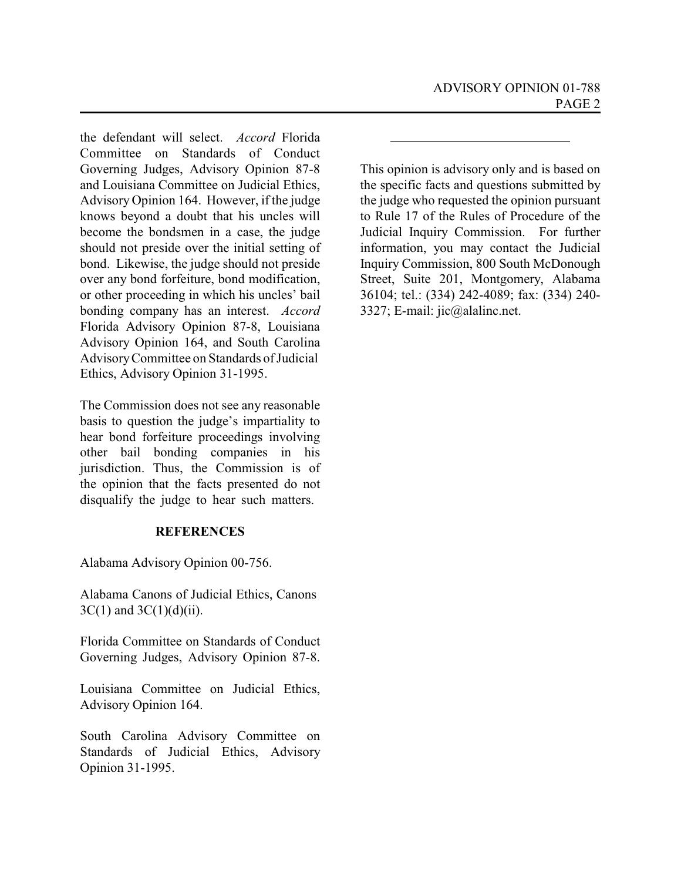the defendant will select. *Accord* Florida Committee on Standards of Conduct Governing Judges, Advisory Opinion 87-8 and Louisiana Committee on Judicial Ethics, Advisory Opinion 164. However, if the judge knows beyond a doubt that his uncles will become the bondsmen in a case, the judge should not preside over the initial setting of bond. Likewise, the judge should not preside over any bond forfeiture, bond modification, or other proceeding in which his uncles' bail bonding company has an interest. *Accord* Florida Advisory Opinion 87-8, Louisiana Advisory Opinion 164, and South Carolina Advisory Committee on Standards of Judicial Ethics, Advisory Opinion 31-1995.

The Commission does not see any reasonable basis to question the judge's impartiality to hear bond forfeiture proceedings involving other bail bonding companies in his jurisdiction. Thus, the Commission is of the opinion that the facts presented do not disqualify the judge to hear such matters.

**REFERENCES**

Alabama Advisory Opinion 00-756.

Alabama Canons of Judicial Ethics, Canons 3C(1) and 3C(1)(d)(ii).

Florida Committee on Standards of Conduct Governing Judges, Advisory Opinion 87-8.

Louisiana Committee on Judicial Ethics, Advisory Opinion 164.

South Carolina Advisory Committee on Standards of Judicial Ethics, Advisory Opinion 31-1995.

---

This opinion is advisory only and is based on the specific facts and questions submitted by the judge who requested the opinion pursuant to Rule 17 of the Rules of Procedure of the Judicial Inquiry Commission. For further information, you may contact the Judicial Inquiry Commission, 800 South McDonough Street, Suite 201, Montgomery, Alabama 36104; tel.: (334) 242-4089; fax: (334) 240-3327; E-mail: jic@alalinc.net.